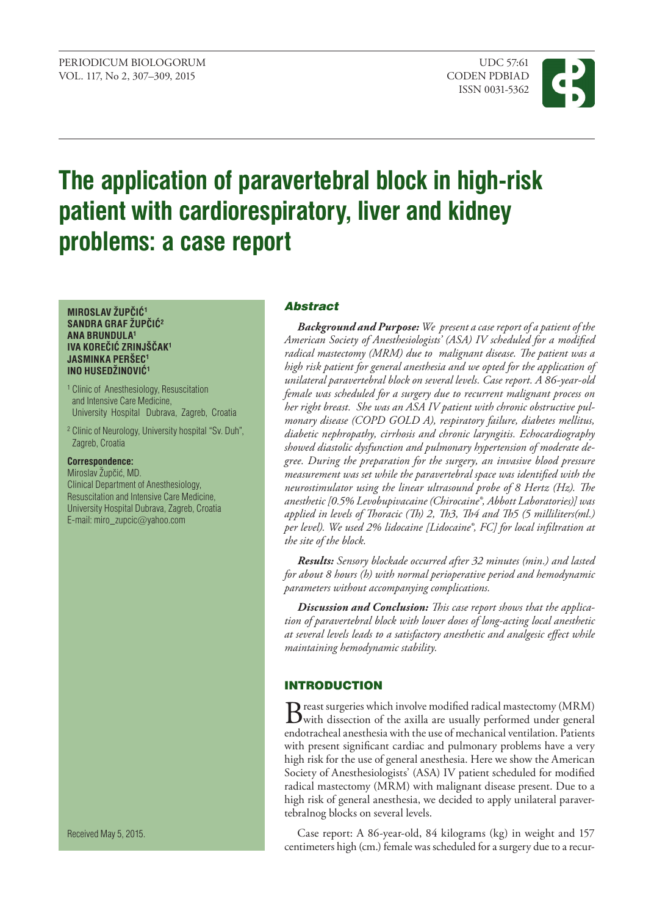# The application of paravertebral block in high-risk patient with cardiorespiratory, liver and kidney problems: a case report

**MIROSLAV ŽUPČIĆ[1]**
**SANDRA GRAF ŽUPČIĆ[2]**
**ANA BRUNDULA[1]**
**IVA KOREČIĆ ZRINJŠČAK[1]**
**JASMINKA PERŠEC[1]**
**INO HUSEDŽINOVIĆ[1]**

[1] Clinic of Anesthesiology, Resuscitation and Intensive Care Medicine, University Hospital Dubrava, Zagreb, Croatia

[2] Clinic of Neurology, University hospital "Sv. Duh", Zagreb, Croatia

**Correspondence:**
Miroslav Župčić, MD.
Clinical Department of Anesthesiology, Resuscitation and Intensive Care Medicine, University Hospital Dubrava, Zagreb, Croatia
E-mail: miro_zupcic@yahoo.com

Received May 5, 2015.

## Abstract

***Background and Purpose:*** *We present a case report of a patient of the American Society of Anesthesiologists' (ASA) IV scheduled for a modified radical mastectomy (MRM) due to malignant disease. The patient was a high risk patient for general anesthesia and we opted for the application of unilateral paravertebral block on several levels. Case report. A 86-year-old female was scheduled for a surgery due to recurrent malignant process on her right breast. She was an ASA IV patient with chronic obstructive pulmonary disease (COPD GOLD A), respiratory failure, diabetes mellitus, diabetic nephropathy, cirrhosis and chronic laryngitis. Echocardiography showed diastolic dysfunction and pulmonary hypertension of moderate degree. During the preparation for the surgery, an invasive blood pressure measurement was set while the paravertebral space was identified with the neurostimulator using the linear ultrasound probe of 8 Hertz (Hz). The anesthetic [0.5% Levobupivacaine (Chirocaine®, Abbott Laboratories)] was applied in levels of Thoracic (Th) 2, Th3, Th4 and Th5 (5 milliliters(ml.) per level). We used 2% lidocaine [Lidocaine®, FC] for local infiltration at the site of the block.*

***Results:*** *Sensory blockade occurred after 32 minutes (min.) and lasted for about 8 hours (h) with normal perioperative period and hemodynamic parameters without accompanying complications.*

***Discussion and Conclusion:*** *This case report shows that the application of paravertebral block with lower doses of long-acting local anesthetic at several levels leads to a satisfactory anesthetic and analgesic effect while maintaining hemodynamic stability.*

## INTRODUCTION

Breast surgeries which involve modified radical mastectomy (MRM) with dissection of the axilla are usually performed under general endotracheal anesthesia with the use of mechanical ventilation. Patients with present significant cardiac and pulmonary problems have a very high risk for the use of general anesthesia. Here we show the American Society of Anesthesiologists' (ASA) IV patient scheduled for modified radical mastectomy (MRM) with malignant disease present. Due to a high risk of general anesthesia, we decided to apply unilateral paravertebralnog blocks on several levels.

Case report: A 86-year-old, 84 kilograms (kg) in weight and 157 centimeters high (cm.) female was scheduled for a surgery due to a recur-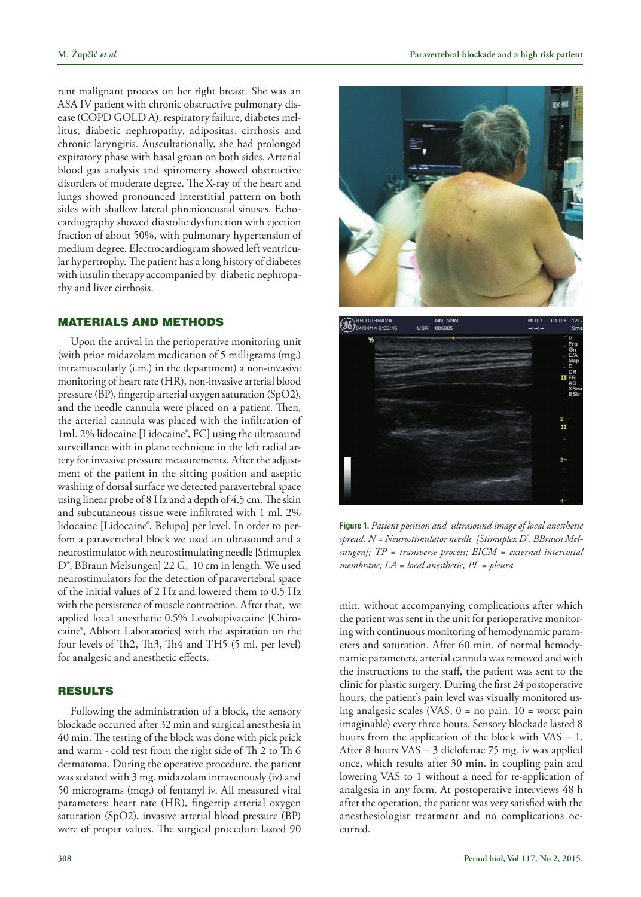rent malignant process on her right breast. She was an ASA IV patient with chronic obstructive pulmonary disease (COPD GOLD A), respiratory failure, diabetes mellitus, diabetic nephropathy, adipositas, cirrhosis and chronic laryngitis. Auscultationally, she had prolonged expiratory phase with basal groan on both sides. Arterial blood gas analysis and spirometry showed obstructive disorders of moderate degree. The X-ray of the heart and lungs showed pronounced interstitial pattern on both sides with shallow lateral phrenicocostal sinuses. Echocardiography showed diastolic dysfunction with ejection fraction of about 50%, with pulmonary hypertension of medium degree. Electrocardiogram showed left ventricular hypertrophy. The patient has a long history of diabetes with insulin therapy accompanied by diabetic nephropathy and liver cirrhosis.

## MATERIALS AND METHODS

Upon the arrival in the perioperative monitoring unit (with prior midazolam medication of 5 milligrams (mg.) intramuscularly (i.m.) in the department) a non-invasive monitoring of heart rate (HR), non-invasive arterial blood pressure (BP), fingertip arterial oxygen saturation (SpO2), and the needle cannula were placed on a patient. Then, the arterial cannula was placed with the infiltration of 1ml. 2% lidocaine [Lidocaine®, FC] using the ultrasound surveillance with in plane technique in the left radial artery for invasive pressure measurements. After the adjustment of the patient in the sitting position and aseptic washing of dorsal surface we detected paravertebral space using linear probe of 8 Hz and a depth of 4.5 cm. The skin and subcutaneous tissue were infiltrated with 1 ml. 2% lidocaine [Lidocaine®, Belupo] per level. In order to perfom a paravertebral block we used an ultrasound and a neurostimulator with neurostimulating needle [Stimuplex D®, BBraun Melsungen] 22 G, 10 cm in length. We used neurostimulators for the detection of paravertebral space of the initial values of 2 Hz and lowered them to 0.5 Hz with the persistence of muscle contraction. After that, we applied local anesthetic 0.5% Levobupivacaine [Chirocaine®, Abbott Laboratories] with the aspiration on the four levels of Th2, Th3, Th4 and TH5 (5 ml. per level) for analgesic and anesthetic effects.

## RESULTS

Following the administration of a block, the sensory blockade occurred after 32 min and surgical anesthesia in 40 min. The testing of the block was done with pick prick and warm - cold test from the right side of Th 2 to Th 6 dermatoma. During the operative procedure, the patient was sedated with 3 mg. midazolam intravenously (iv) and 50 micrograms (mcg.) of fentanyl iv. All measured vital parameters: heart rate (HR), fingertip arterial oxygen saturation (SpO2), invasive arterial blood pressure (BP) were of proper values. The surgical procedure lasted 90 min. without accompanying complications after which the patient was sent in the unit for perioperative monitoring with continuous monitoring of hemodynamic parameters and saturation. After 60 min. of normal hemodynamic parameters, arterial cannula was removed and with the instructions to the staff, the patient was sent to the clinic for plastic surgery. During the first 24 postoperative hours, the patient's pain level was visually monitored using analgesic scales (VAS, 0 = no pain, 10 = worst pain imaginable) every three hours. Sensory blockade lasted 8 hours from the application of the block with VAS = 1. After 8 hours VAS = 3 diclofenac 75 mg. iv was applied once, which results after 30 min. in coupling pain and lowering VAS to 1 without a need for re-application of analgesia in any form. At postoperative interviews 48 h after the operation, the patient was very satisfied with the anesthesiologist treatment and no complications occurred.

**Figure 1.** *Patient position and ultrasound image of local anesthetic spread. N = Neurostimulator needle [Stimuplex D®, BBraun Melsungen]; TP = transverse process; EICM = external intercostal membrane; LA = local anesthetic; PL = pleura*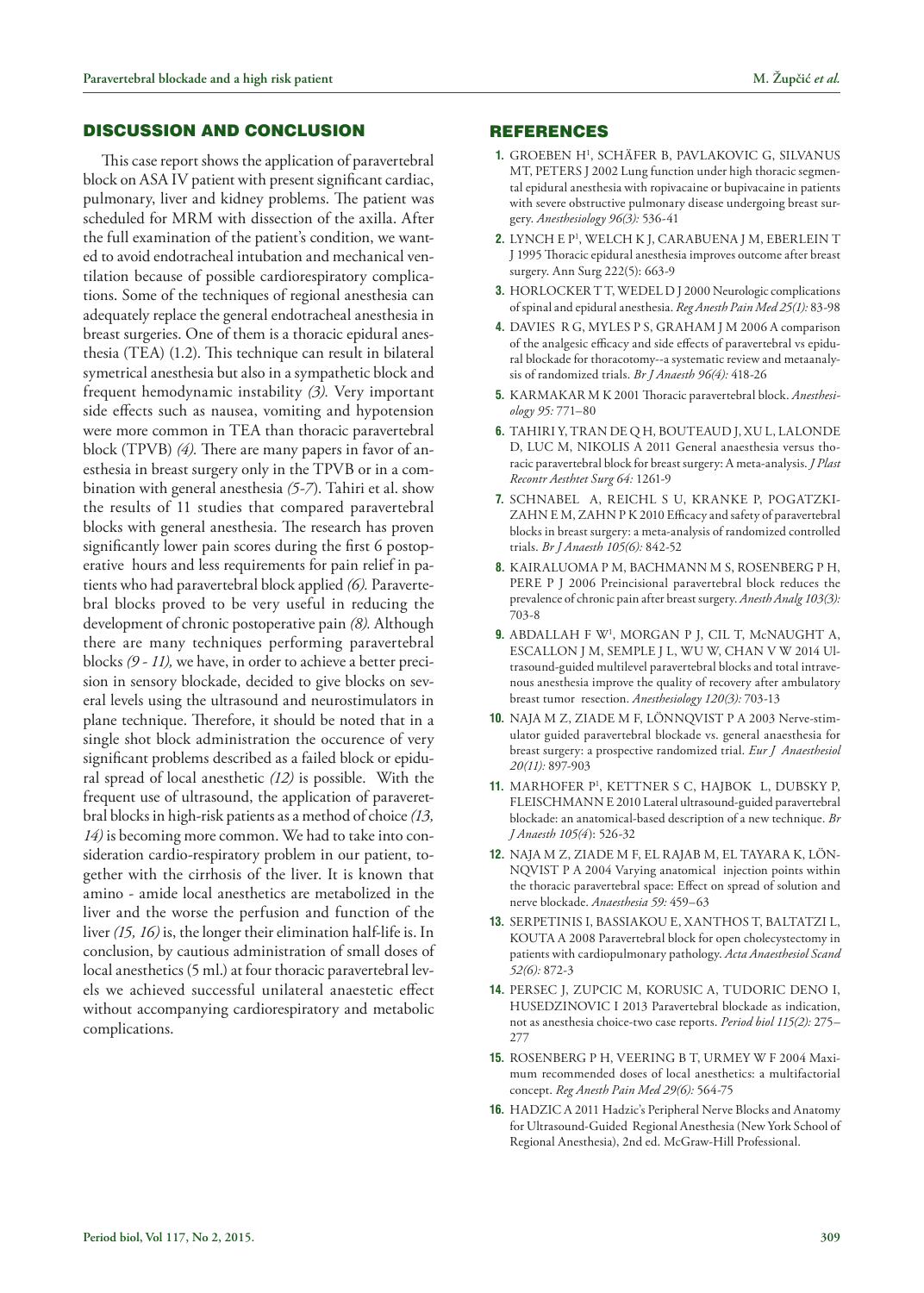## DISCUSSION AND CONCLUSION

This case report shows the application of paravertebral block on ASA IV patient with present significant cardiac, pulmonary, liver and kidney problems. The patient was scheduled for MRM with dissection of the axilla. After the full examination of the patient's condition, we wanted to avoid endotracheal intubation and mechanical ventilation because of possible cardiorespiratory complications. Some of the techniques of regional anesthesia can adequately replace the general endotracheal anesthesia in breast surgeries. One of them is a thoracic epidural anesthesia (TEA) (1.2). This technique can result in bilateral symetrical anesthesia but also in a sympathetic block and frequent hemodynamic instability *(3).* Very important side effects such as nausea, vomiting and hypotension were more common in TEA than thoracic paravertebral block (TPVB) *(4).* There are many papers in favor of anesthesia in breast surgery only in the TPVB or in a combination with general anesthesia *(5-7*). Tahiri et al. show the results of 11 studies that compared paravertebral blocks with general anesthesia. The research has proven significantly lower pain scores during the first 6 postoperative hours and less requirements for pain relief in patients who had paravertebral block applied *(6).* Paravertebral blocks proved to be very useful in reducing the development of chronic postoperative pain *(8).* Although there are many techniques performing paravertebral blocks *(9 - 11),* we have, in order to achieve a better precision in sensory blockade, decided to give blocks on several levels using the ultrasound and neurostimulators in plane technique. Therefore, it should be noted that in a single shot block administration the occurence of very significant problems described as a failed block or epidural spread of local anesthetic *(12)* is possible. With the frequent use of ultrasound, the application of paraveretbral blocks in high-risk patients as a method of choice *(13, 14)* is becoming more common. We had to take into consideration cardio-respiratory problem in our patient, together with the cirrhosis of the liver. It is known that amino - amide local anesthetics are metabolized in the liver and the worse the perfusion and function of the liver *(15, 16)* is, the longer their elimination half-life is. In conclusion, by cautious administration of small doses of local anesthetics (5 ml.) at four thoracic paravertebral levels we achieved successful unilateral anaestetic effect without accompanying cardiorespiratory and metabolic complications.

## REFERENCES

1. GROEBEN H[1], SCHÄFER B, PAVLAKOVIC G, SILVANUS MT, PETERS J 2002 Lung function under high thoracic segmental epidural anesthesia with ropivacaine or bupivacaine in patients with severe obstructive pulmonary disease undergoing breast surgery. *Anesthesiology 96(3):* 536-41
2. LYNCH E P[1], WELCH K J, CARABUENA J M, EBERLEIN T J 1995 Thoracic epidural anesthesia improves outcome after breast surgery. Ann Surg 222(5): 663-9
3. HORLOCKER T T, WEDEL D J 2000 Neurologic complications of spinal and epidural anesthesia. *Reg Anesth Pain Med 25(1):* 83-98
4. DAVIES R G, MYLES P S, GRAHAM J M 2006 A comparison of the analgesic efficacy and side effects of paravertebral vs epidural blockade for thoracotomy--a systematic review and metaanalysis of randomized trials. *Br J Anaesth 96(4):* 418-26
5. KARMAKAR M K 2001 Thoracic paravertebral block. *Anesthesiology 95:* 771–80
6. TAHIRI Y, TRAN DE Q H, BOUTEAUD J, XU L, LALONDE D, LUC M, NIKOLIS A 2011 General anaesthesia versus thoracic paravertebral block for breast surgery: A meta-analysis. *J Plast Recontr Aesthtet Surg 64:* 1261-9
7. SCHNABEL A, REICHL S U, KRANKE P, POGATZKI-ZAHN E M, ZAHN P K 2010 Efficacy and safety of paravertebral blocks in breast surgery: a meta-analysis of randomized controlled trials. *Br J Anaesth 105(6):* 842-52
8. KAIRALUOMA P M, BACHMANN M S, ROSENBERG P H, PERE P J 2006 Preincisional paravertebral block reduces the prevalence of chronic pain after breast surgery. *Anesth Analg 103(3):* 703-8
9. ABDALLAH F W[1], MORGAN P J, CIL T, McNAUGHT A, ESCALLON J M, SEMPLE J L, WU W, CHAN V W 2014 Ultrasound-guided multilevel paravertebral blocks and total intravenous anesthesia improve the quality of recovery after ambulatory breast tumor resection. *Anesthesiology 120(3):* 703-13
10. NAJA M Z, ZIADE M F, LÖNNQVIST P A 2003 Nerve-stimulator guided paravertebral blockade vs. general anaesthesia for breast surgery: a prospective randomized trial. *Eur J Anaesthesiol 20(11):* 897-903
11. MARHOFER P[1], KETTNER S C, HAJBOK L, DUBSKY P, FLEISCHMANN E 2010 Lateral ultrasound-guided paravertebral blockade: an anatomical-based description of a new technique. *Br J Anaesth 105(4*): 526-32
12. NAJA M Z, ZIADE M F, EL RAJAB M, EL TAYARA K, LÖNNQVIST P A 2004 Varying anatomical injection points within the thoracic paravertebral space: Effect on spread of solution and nerve blockade. *Anaesthesia 59:* 459–63
13. SERPETINIS I, BASSIAKOU E, XANTHOS T, BALTATZI L, KOUTA A 2008 Paravertebral block for open cholecystectomy in patients with cardiopulmonary pathology. *Acta Anaesthesiol Scand 52(6):* 872-3
14. PERSEC J, ZUPCIC M, KORUSIC A, TUDORIC DENO I, HUSEDZINOVIC I 2013 Paravertebral blockade as indication, not as anesthesia choice-two case reports. *Period biol 115(2):* 275–277
15. ROSENBERG P H, VEERING B T, URMEY W F 2004 Maximum recommended doses of local anesthetics: a multifactorial concept. *Reg Anesth Pain Med 29(6):* 564-75
16. HADZIC A 2011 Hadzic's Peripheral Nerve Blocks and Anatomy for Ultrasound-Guided Regional Anesthesia (New York School of Regional Anesthesia), 2nd ed. McGraw-Hill Professional.